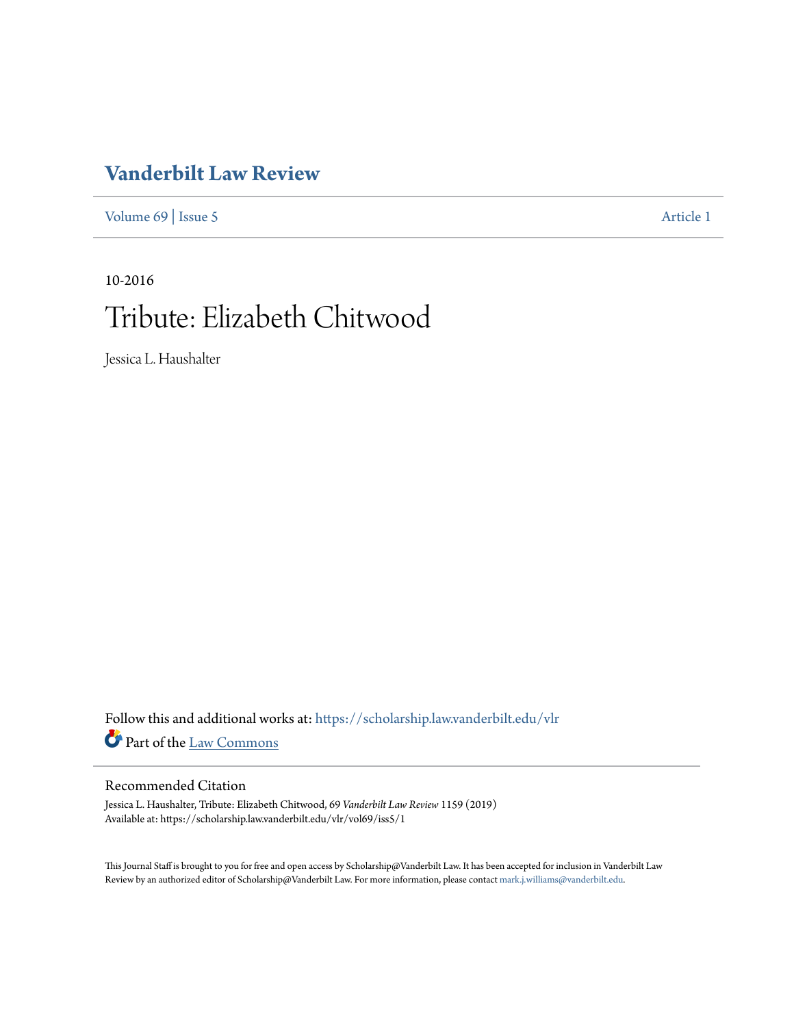# Vanderbilt Law Review

Volume 69 | Issue 5 Article 1

10-2016

# Tribute: Elizabeth Chitwood

Jessica L. Haushalter

Follow this and additional works at: https://scholarship.law.vanderbilt.edu/vlr

Part of the Law Commons

## Recommended Citation

Jessica L. Haushalter, Tribute: Elizabeth Chitwood, 69 *Vanderbilt Law Review* 1159 (2019)
Available at: https://scholarship.law.vanderbilt.edu/vlr/vol69/iss5/1

This Journal Staff is brought to you for free and open access by Scholarship@Vanderbilt Law. It has been accepted for inclusion in Vanderbilt Law Review by an authorized editor of Scholarship@Vanderbilt Law. For more information, please contact mark.j.williams@vanderbilt.edu.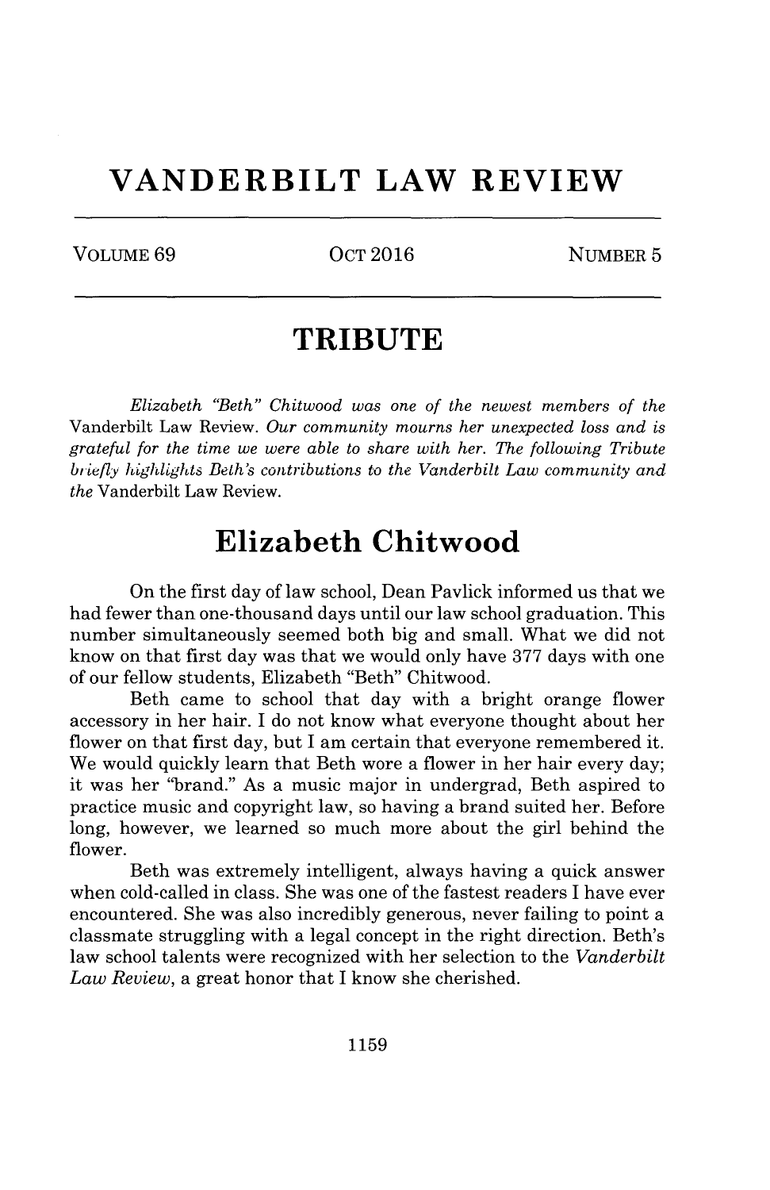# VANDERBILT LAW REVIEW

VOLUME 69 | OCT 2016 | NUMBER 5

## TRIBUTE

*Elizabeth "Beth" Chitwood was one of the newest members of the* Vanderbilt Law Review. *Our community mourns her unexpected loss and is grateful for the time we were able to share with her. The following Tribute briefly highlights Beth's contributions to the Vanderbilt Law community and the* Vanderbilt Law Review.

## Elizabeth Chitwood

On the first day of law school, Dean Pavlick informed us that we had fewer than one-thousand days until our law school graduation. This number simultaneously seemed both big and small. What we did not know on that first day was that we would only have 377 days with one of our fellow students, Elizabeth "Beth" Chitwood.

Beth came to school that day with a bright orange flower accessory in her hair. I do not know what everyone thought about her flower on that first day, but I am certain that everyone remembered it. We would quickly learn that Beth wore a flower in her hair every day; it was her "brand." As a music major in undergrad, Beth aspired to practice music and copyright law, so having a brand suited her. Before long, however, we learned so much more about the girl behind the flower.

Beth was extremely intelligent, always having a quick answer when cold-called in class. She was one of the fastest readers I have ever encountered. She was also incredibly generous, never failing to point a classmate struggling with a legal concept in the right direction. Beth's law school talents were recognized with her selection to the *Vanderbilt Law Review*, a great honor that I know she cherished.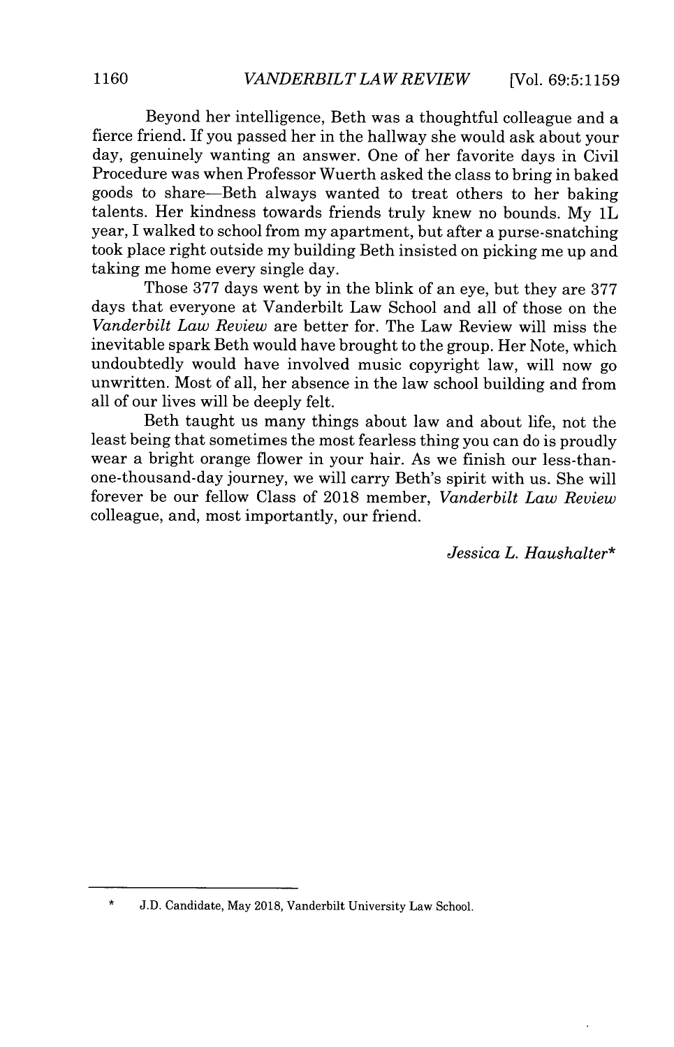Beyond her intelligence, Beth was a thoughtful colleague and a fierce friend. If you passed her in the hallway she would ask about your day, genuinely wanting an answer. One of her favorite days in Civil Procedure was when Professor Wuerth asked the class to bring in baked goods to share—Beth always wanted to treat others to her baking talents. Her kindness towards friends truly knew no bounds. My 1L year, I walked to school from my apartment, but after a purse-snatching took place right outside my building Beth insisted on picking me up and taking me home every single day.

Those 377 days went by in the blink of an eye, but they are 377 days that everyone at Vanderbilt Law School and all of those on the *Vanderbilt Law Review* are better for. The Law Review will miss the inevitable spark Beth would have brought to the group. Her Note, which undoubtedly would have involved music copyright law, will now go unwritten. Most of all, her absence in the law school building and from all of our lives will be deeply felt.

Beth taught us many things about law and about life, not the least being that sometimes the most fearless thing you can do is proudly wear a bright orange flower in your hair. As we finish our less-than-one-thousand-day journey, we will carry Beth's spirit with us. She will forever be our fellow Class of 2018 member, *Vanderbilt Law Review* colleague, and, most importantly, our friend.

*Jessica L. Haushalter**

---

\* J.D. Candidate, May 2018, Vanderbilt University Law School.